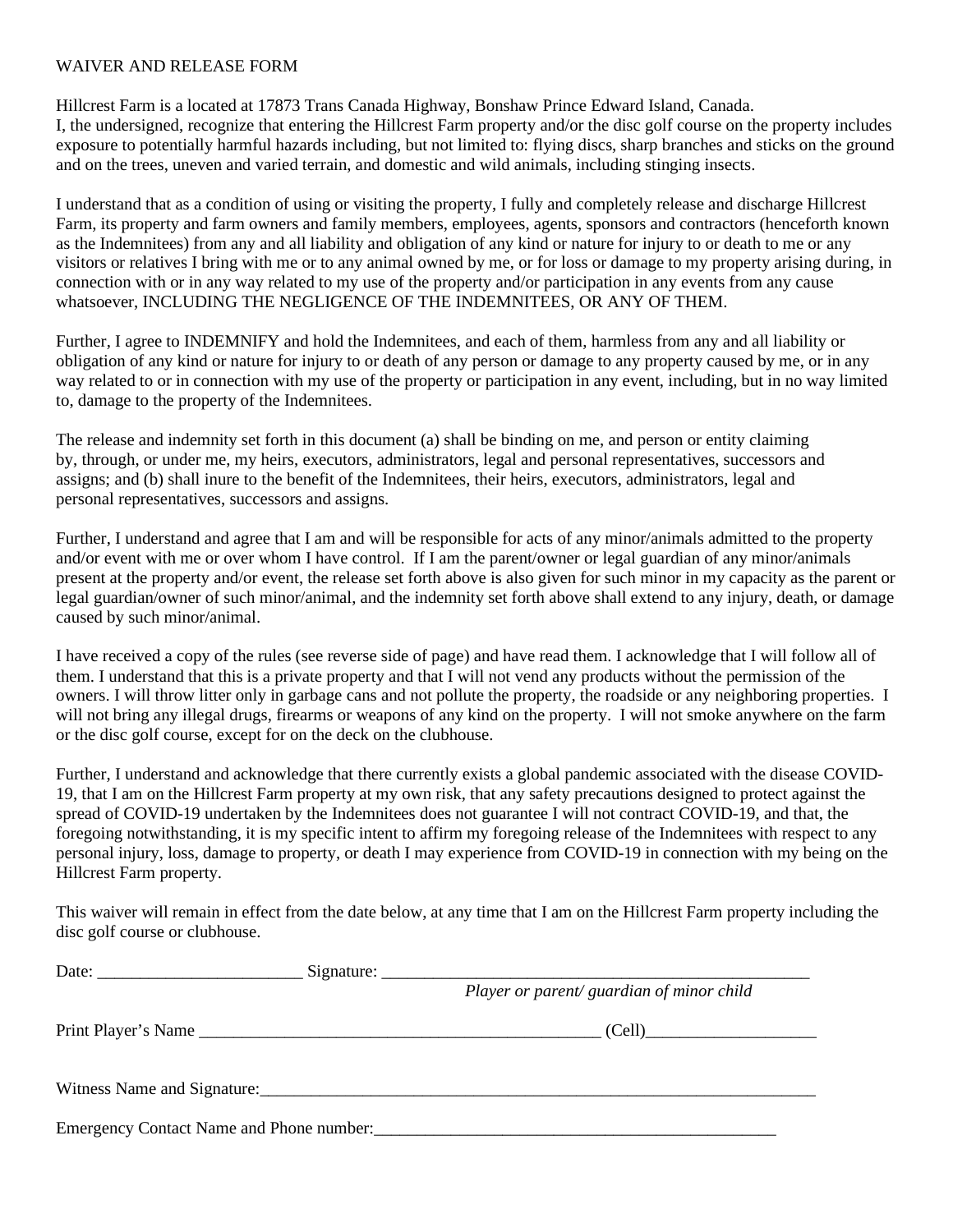WAIVER AND RELEASE FORM

Hillcrest Farm is a located at 17873 Trans Canada Highway, Bonshaw Prince Edward Island, Canada.
I, the undersigned, recognize that entering the Hillcrest Farm property and/or the disc golf course on the property includes exposure to potentially harmful hazards including, but not limited to: flying discs, sharp branches and sticks on the ground and on the trees, uneven and varied terrain, and domestic and wild animals, including stinging insects.

I understand that as a condition of using or visiting the property, I fully and completely release and discharge Hillcrest Farm, its property and farm owners and family members, employees, agents, sponsors and contractors (henceforth known as the Indemnitees) from any and all liability and obligation of any kind or nature for injury to or death to me or any visitors or relatives I bring with me or to any animal owned by me, or for loss or damage to my property arising during, in connection with or in any way related to my use of the property and/or participation in any events from any cause whatsoever, INCLUDING THE NEGLIGENCE OF THE INDEMNITEES, OR ANY OF THEM.

Further, I agree to INDEMNIFY and hold the Indemnitees, and each of them, harmless from any and all liability or obligation of any kind or nature for injury to or death of any person or damage to any property caused by me, or in any way related to or in connection with my use of the property or participation in any event, including, but in no way limited to, damage to the property of the Indemnitees.

The release and indemnity set forth in this document (a) shall be binding on me, and person or entity claiming by, through, or under me, my heirs, executors, administrators, legal and personal representatives, successors and assigns; and (b) shall inure to the benefit of the Indemnitees, their heirs, executors, administrators, legal and personal representatives, successors and assigns.

Further, I understand and agree that I am and will be responsible for acts of any minor/animals admitted to the property and/or event with me or over whom I have control. If I am the parent/owner or legal guardian of any minor/animals present at the property and/or event, the release set forth above is also given for such minor in my capacity as the parent or legal guardian/owner of such minor/animal, and the indemnity set forth above shall extend to any injury, death, or damage caused by such minor/animal.

I have received a copy of the rules (see reverse side of page) and have read them. I acknowledge that I will follow all of them. I understand that this is a private property and that I will not vend any products without the permission of the owners. I will throw litter only in garbage cans and not pollute the property, the roadside or any neighboring properties. I will not bring any illegal drugs, firearms or weapons of any kind on the property. I will not smoke anywhere on the farm or the disc golf course, except for on the deck on the clubhouse.

Further, I understand and acknowledge that there currently exists a global pandemic associated with the disease COVID-19, that I am on the Hillcrest Farm property at my own risk, that any safety precautions designed to protect against the spread of COVID-19 undertaken by the Indemnitees does not guarantee I will not contract COVID-19, and that, the foregoing notwithstanding, it is my specific intent to affirm my foregoing release of the Indemnitees with respect to any personal injury, loss, damage to property, or death I may experience from COVID-19 in connection with my being on the Hillcrest Farm property.

This waiver will remain in effect from the date below, at any time that I am on the Hillcrest Farm property including the disc golf course or clubhouse.

Date: ________________________ Signature: ____________________________________________________
*Player or parent/ guardian of minor child*

Print Player's Name _________________________________________________ (Cell)____________________

Witness Name and Signature:______________________________________________________________________

Emergency Contact Name and Phone number:__________________________________________________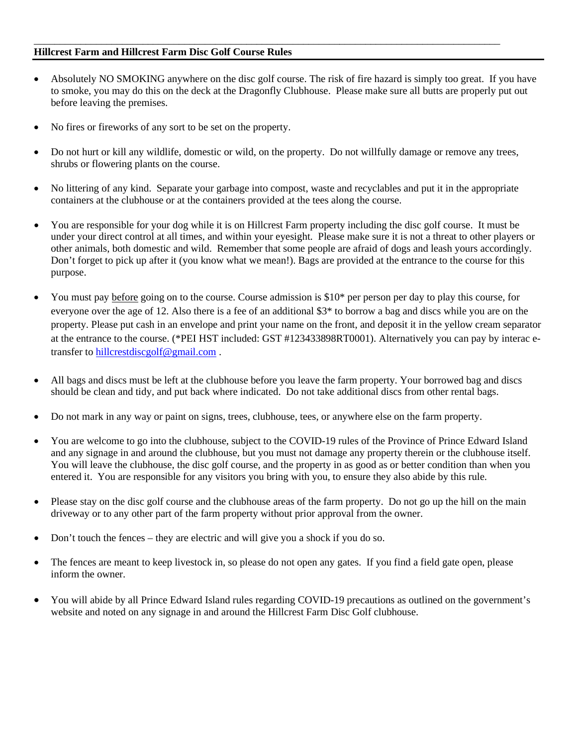**Hillcrest Farm and Hillcrest Farm Disc Golf Course Rules**

- Absolutely NO SMOKING anywhere on the disc golf course. The risk of fire hazard is simply too great. If you have to smoke, you may do this on the deck at the Dragonfly Clubhouse. Please make sure all butts are properly put out before leaving the premises.
- No fires or fireworks of any sort to be set on the property.
- Do not hurt or kill any wildlife, domestic or wild, on the property. Do not willfully damage or remove any trees, shrubs or flowering plants on the course.
- No littering of any kind. Separate your garbage into compost, waste and recyclables and put it in the appropriate containers at the clubhouse or at the containers provided at the tees along the course.
- You are responsible for your dog while it is on Hillcrest Farm property including the disc golf course. It must be under your direct control at all times, and within your eyesight. Please make sure it is not a threat to other players or other animals, both domestic and wild. Remember that some people are afraid of dogs and leash yours accordingly. Don't forget to pick up after it (you know what we mean!). Bags are provided at the entrance to the course for this purpose.
- You must pay <u>before</u> going on to the course. Course admission is $10* per person per day to play this course, for everyone over the age of 12. Also there is a fee of an additional $3* to borrow a bag and discs while you are on the property. Please put cash in an envelope and print your name on the front, and deposit it in the yellow cream separator at the entrance to the course. (*PEI HST included: GST #123433898RT0001). Alternatively you can pay by interac e-transfer to [hillcrestdiscgolf@gmail.com](mailto:hillcrestdiscgolf@gmail.com) .
- All bags and discs must be left at the clubhouse before you leave the farm property. Your borrowed bag and discs should be clean and tidy, and put back where indicated. Do not take additional discs from other rental bags.
- Do not mark in any way or paint on signs, trees, clubhouse, tees, or anywhere else on the farm property.
- You are welcome to go into the clubhouse, subject to the COVID-19 rules of the Province of Prince Edward Island and any signage in and around the clubhouse, but you must not damage any property therein or the clubhouse itself. You will leave the clubhouse, the disc golf course, and the property in as good as or better condition than when you entered it. You are responsible for any visitors you bring with you, to ensure they also abide by this rule.
- Please stay on the disc golf course and the clubhouse areas of the farm property. Do not go up the hill on the main driveway or to any other part of the farm property without prior approval from the owner.
- Don't touch the fences – they are electric and will give you a shock if you do so.
- The fences are meant to keep livestock in, so please do not open any gates. If you find a field gate open, please inform the owner.
- You will abide by all Prince Edward Island rules regarding COVID-19 precautions as outlined on the government's website and noted on any signage in and around the Hillcrest Farm Disc Golf clubhouse.